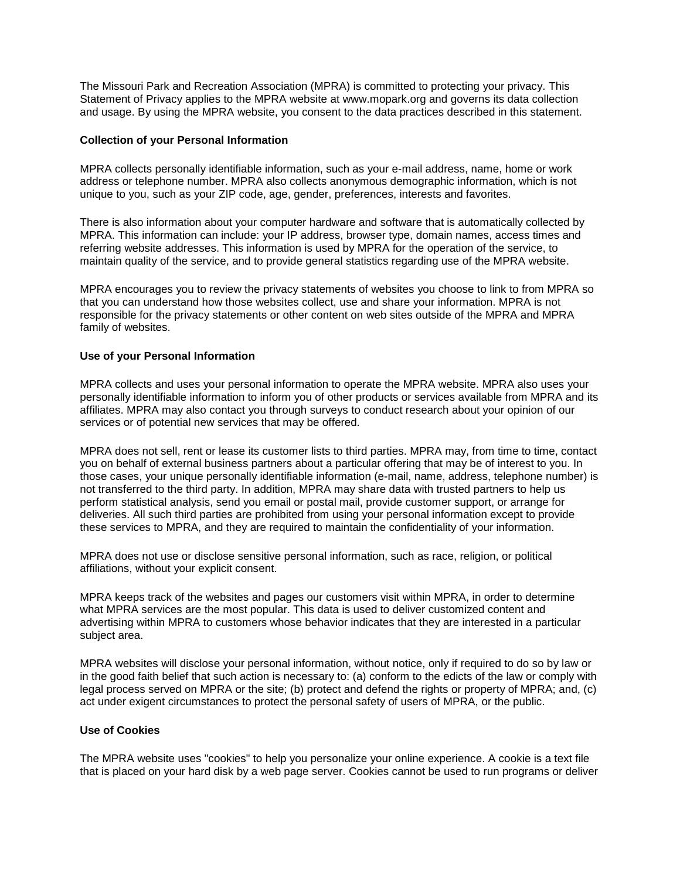The Missouri Park and Recreation Association (MPRA) is committed to protecting your privacy. This Statement of Privacy applies to the MPRA website at www.mopark.org and governs its data collection and usage. By using the MPRA website, you consent to the data practices described in this statement.

**Collection of your Personal Information**

MPRA collects personally identifiable information, such as your e-mail address, name, home or work address or telephone number. MPRA also collects anonymous demographic information, which is not unique to you, such as your ZIP code, age, gender, preferences, interests and favorites.

There is also information about your computer hardware and software that is automatically collected by MPRA. This information can include: your IP address, browser type, domain names, access times and referring website addresses. This information is used by MPRA for the operation of the service, to maintain quality of the service, and to provide general statistics regarding use of the MPRA website.

MPRA encourages you to review the privacy statements of websites you choose to link to from MPRA so that you can understand how those websites collect, use and share your information. MPRA is not responsible for the privacy statements or other content on web sites outside of the MPRA and MPRA family of websites.

**Use of your Personal Information**

MPRA collects and uses your personal information to operate the MPRA website. MPRA also uses your personally identifiable information to inform you of other products or services available from MPRA and its affiliates. MPRA may also contact you through surveys to conduct research about your opinion of our services or of potential new services that may be offered.

MPRA does not sell, rent or lease its customer lists to third parties. MPRA may, from time to time, contact you on behalf of external business partners about a particular offering that may be of interest to you. In those cases, your unique personally identifiable information (e-mail, name, address, telephone number) is not transferred to the third party. In addition, MPRA may share data with trusted partners to help us perform statistical analysis, send you email or postal mail, provide customer support, or arrange for deliveries. All such third parties are prohibited from using your personal information except to provide these services to MPRA, and they are required to maintain the confidentiality of your information.

MPRA does not use or disclose sensitive personal information, such as race, religion, or political affiliations, without your explicit consent.

MPRA keeps track of the websites and pages our customers visit within MPRA, in order to determine what MPRA services are the most popular. This data is used to deliver customized content and advertising within MPRA to customers whose behavior indicates that they are interested in a particular subject area.

MPRA websites will disclose your personal information, without notice, only if required to do so by law or in the good faith belief that such action is necessary to: (a) conform to the edicts of the law or comply with legal process served on MPRA or the site; (b) protect and defend the rights or property of MPRA; and, (c) act under exigent circumstances to protect the personal safety of users of MPRA, or the public.

**Use of Cookies**

The MPRA website uses "cookies" to help you personalize your online experience. A cookie is a text file that is placed on your hard disk by a web page server. Cookies cannot be used to run programs or deliver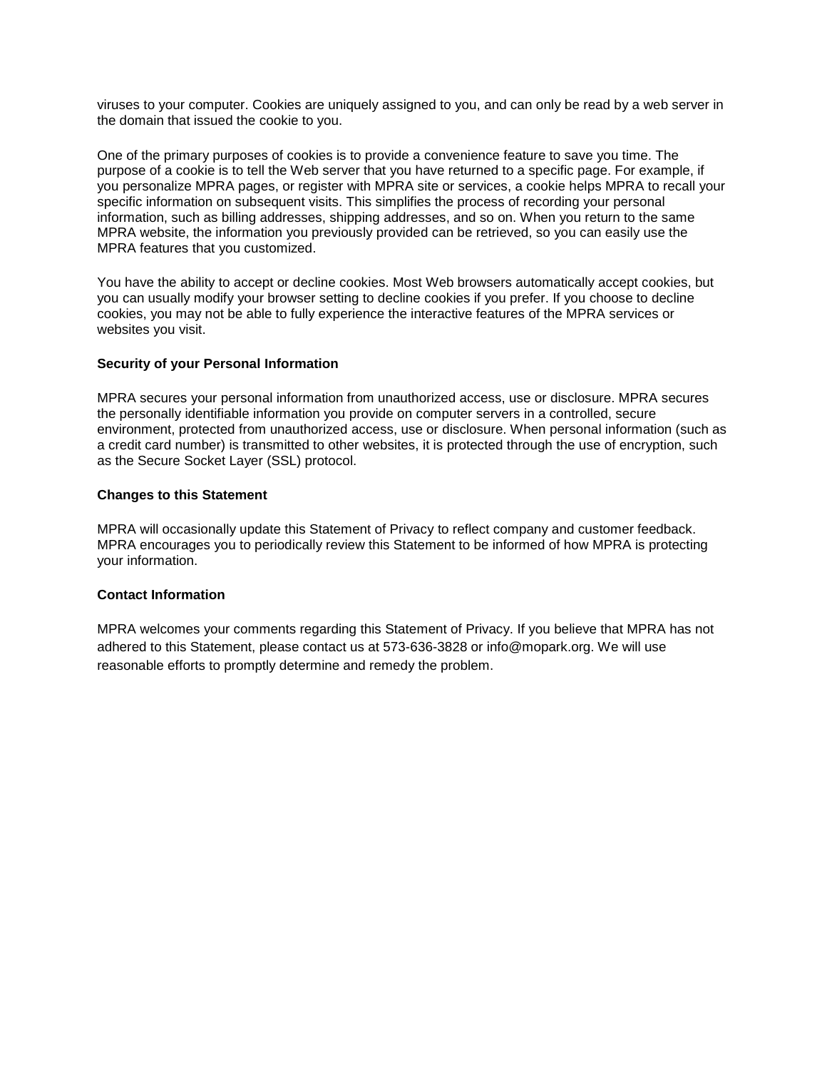viruses to your computer. Cookies are uniquely assigned to you, and can only be read by a web server in the domain that issued the cookie to you.

One of the primary purposes of cookies is to provide a convenience feature to save you time. The purpose of a cookie is to tell the Web server that you have returned to a specific page. For example, if you personalize MPRA pages, or register with MPRA site or services, a cookie helps MPRA to recall your specific information on subsequent visits. This simplifies the process of recording your personal information, such as billing addresses, shipping addresses, and so on. When you return to the same MPRA website, the information you previously provided can be retrieved, so you can easily use the MPRA features that you customized.

You have the ability to accept or decline cookies. Most Web browsers automatically accept cookies, but you can usually modify your browser setting to decline cookies if you prefer. If you choose to decline cookies, you may not be able to fully experience the interactive features of the MPRA services or websites you visit.

**Security of your Personal Information**

MPRA secures your personal information from unauthorized access, use or disclosure. MPRA secures the personally identifiable information you provide on computer servers in a controlled, secure environment, protected from unauthorized access, use or disclosure. When personal information (such as a credit card number) is transmitted to other websites, it is protected through the use of encryption, such as the Secure Socket Layer (SSL) protocol.

**Changes to this Statement**

MPRA will occasionally update this Statement of Privacy to reflect company and customer feedback. MPRA encourages you to periodically review this Statement to be informed of how MPRA is protecting your information.

**Contact Information**

MPRA welcomes your comments regarding this Statement of Privacy. If you believe that MPRA has not adhered to this Statement, please contact us at 573-636-3828 or info@mopark.org. We will use reasonable efforts to promptly determine and remedy the problem.